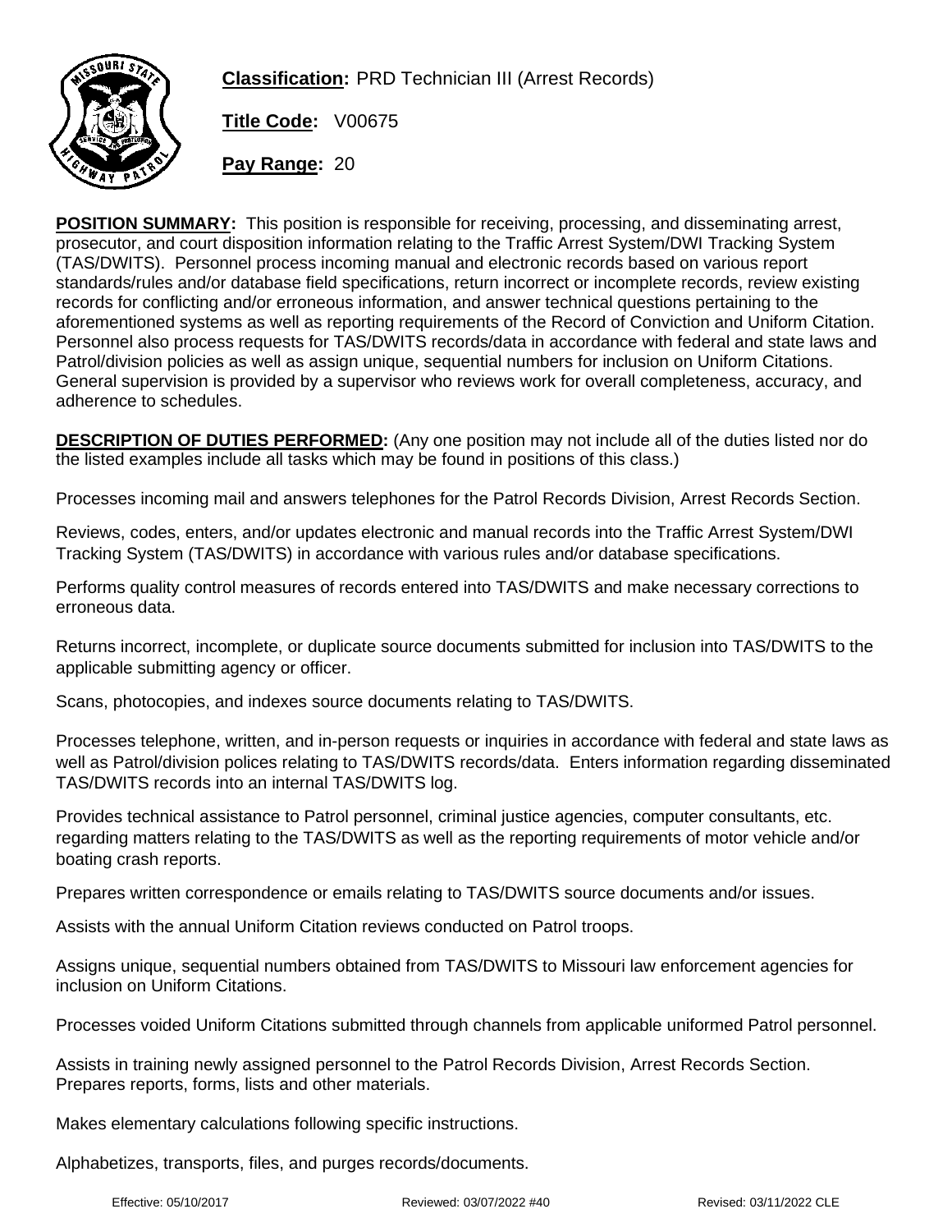**Classification:** PRD Technician III (Arrest Records)

**Title Code:** V00675

**Pay Range:** 20

**POSITION SUMMARY:** This position is responsible for receiving, processing, and disseminating arrest, prosecutor, and court disposition information relating to the Traffic Arrest System/DWI Tracking System (TAS/DWITS). Personnel process incoming manual and electronic records based on various report standards/rules and/or database field specifications, return incorrect or incomplete records, review existing records for conflicting and/or erroneous information, and answer technical questions pertaining to the aforementioned systems as well as reporting requirements of the Record of Conviction and Uniform Citation. Personnel also process requests for TAS/DWITS records/data in accordance with federal and state laws and Patrol/division policies as well as assign unique, sequential numbers for inclusion on Uniform Citations. General supervision is provided by a supervisor who reviews work for overall completeness, accuracy, and adherence to schedules.

**DESCRIPTION OF DUTIES PERFORMED:** (Any one position may not include all of the duties listed nor do the listed examples include all tasks which may be found in positions of this class.)

Processes incoming mail and answers telephones for the Patrol Records Division, Arrest Records Section.

Reviews, codes, enters, and/or updates electronic and manual records into the Traffic Arrest System/DWI Tracking System (TAS/DWITS) in accordance with various rules and/or database specifications.

Performs quality control measures of records entered into TAS/DWITS and make necessary corrections to erroneous data.

Returns incorrect, incomplete, or duplicate source documents submitted for inclusion into TAS/DWITS to the applicable submitting agency or officer.

Scans, photocopies, and indexes source documents relating to TAS/DWITS.

Processes telephone, written, and in-person requests or inquiries in accordance with federal and state laws as well as Patrol/division polices relating to TAS/DWITS records/data. Enters information regarding disseminated TAS/DWITS records into an internal TAS/DWITS log.

Provides technical assistance to Patrol personnel, criminal justice agencies, computer consultants, etc. regarding matters relating to the TAS/DWITS as well as the reporting requirements of motor vehicle and/or boating crash reports.

Prepares written correspondence or emails relating to TAS/DWITS source documents and/or issues.

Assists with the annual Uniform Citation reviews conducted on Patrol troops.

Assigns unique, sequential numbers obtained from TAS/DWITS to Missouri law enforcement agencies for inclusion on Uniform Citations.

Processes voided Uniform Citations submitted through channels from applicable uniformed Patrol personnel.

Assists in training newly assigned personnel to the Patrol Records Division, Arrest Records Section. Prepares reports, forms, lists and other materials.

Makes elementary calculations following specific instructions.

Alphabetizes, transports, files, and purges records/documents.

Effective: 05/10/2017 Reviewed: 03/07/2022 #40 Revised: 03/11/2022 CLE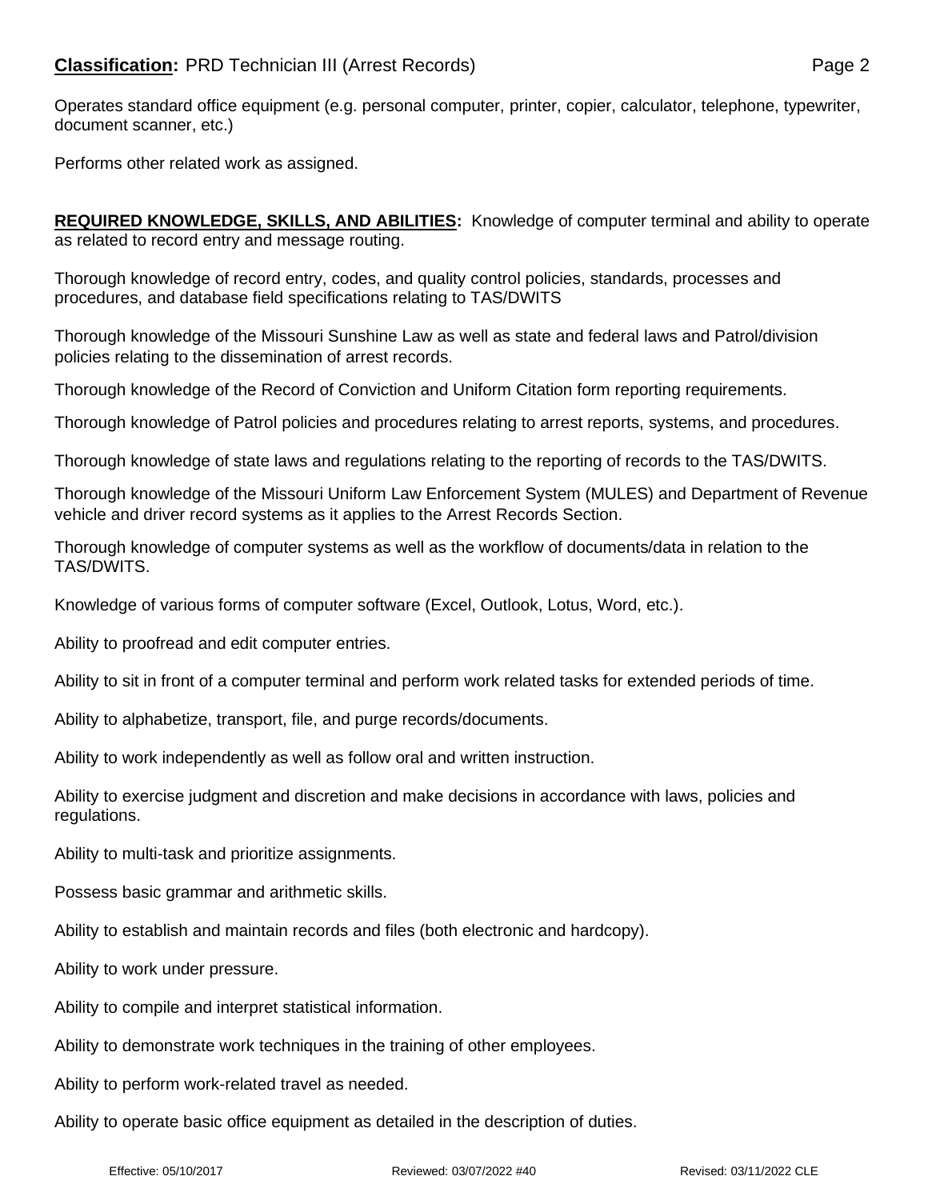Operates standard office equipment (e.g. personal computer, printer, copier, calculator, telephone, typewriter, document scanner, etc.)

Performs other related work as assigned.

**REQUIRED KNOWLEDGE, SKILLS, AND ABILITIES:** Knowledge of computer terminal and ability to operate as related to record entry and message routing.

Thorough knowledge of record entry, codes, and quality control policies, standards, processes and procedures, and database field specifications relating to TAS/DWITS

Thorough knowledge of the Missouri Sunshine Law as well as state and federal laws and Patrol/division policies relating to the dissemination of arrest records.

Thorough knowledge of the Record of Conviction and Uniform Citation form reporting requirements.

Thorough knowledge of Patrol policies and procedures relating to arrest reports, systems, and procedures.

Thorough knowledge of state laws and regulations relating to the reporting of records to the TAS/DWITS.

Thorough knowledge of the Missouri Uniform Law Enforcement System (MULES) and Department of Revenue vehicle and driver record systems as it applies to the Arrest Records Section.

Thorough knowledge of computer systems as well as the workflow of documents/data in relation to the TAS/DWITS.

Knowledge of various forms of computer software (Excel, Outlook, Lotus, Word, etc.).

Ability to proofread and edit computer entries.

Ability to sit in front of a computer terminal and perform work related tasks for extended periods of time.

Ability to alphabetize, transport, file, and purge records/documents.

Ability to work independently as well as follow oral and written instruction.

Ability to exercise judgment and discretion and make decisions in accordance with laws, policies and regulations.

Ability to multi-task and prioritize assignments.

Possess basic grammar and arithmetic skills.

Ability to establish and maintain records and files (both electronic and hardcopy).

Ability to work under pressure.

Ability to compile and interpret statistical information.

Ability to demonstrate work techniques in the training of other employees.

Ability to perform work-related travel as needed.

Ability to operate basic office equipment as detailed in the description of duties.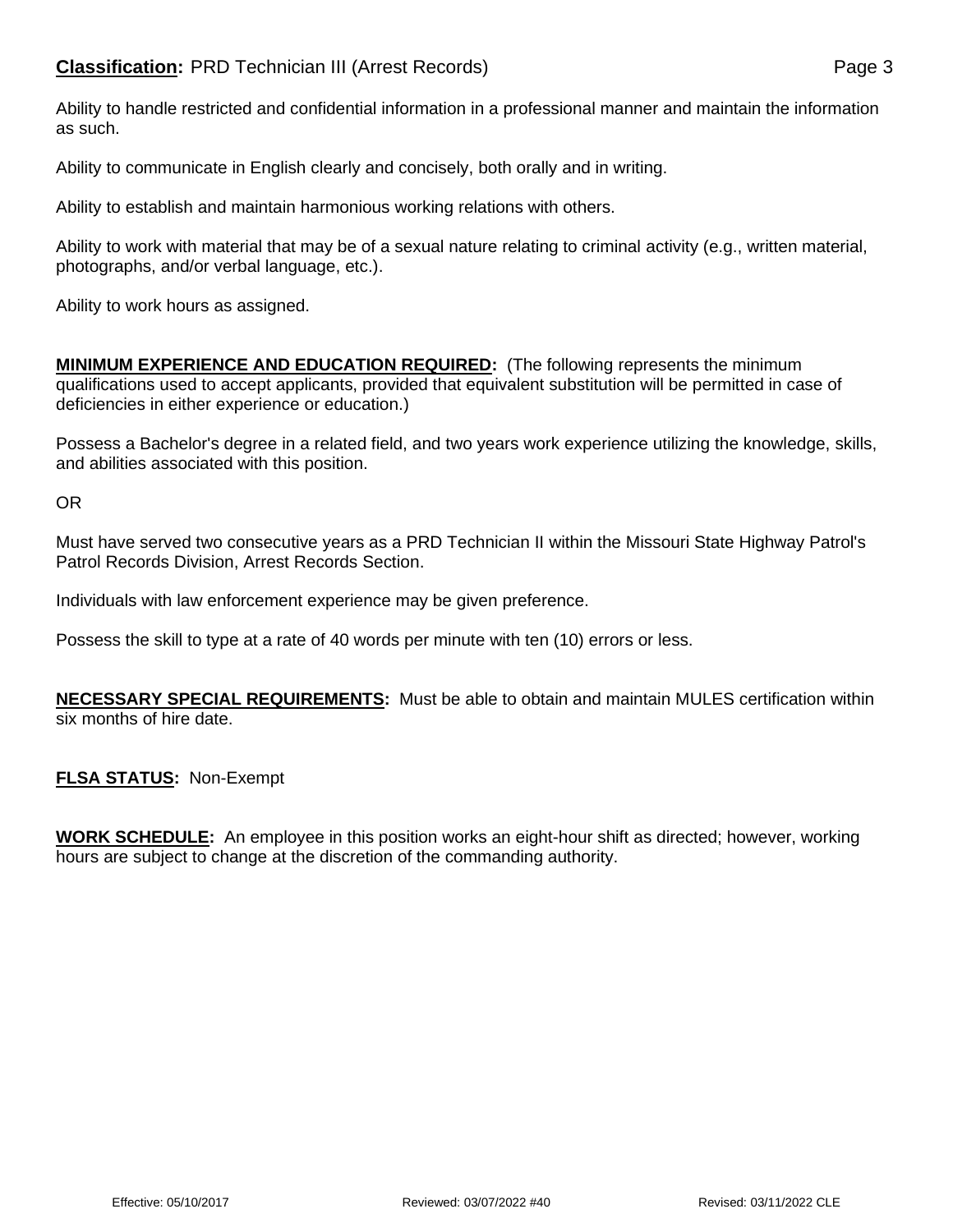Ability to handle restricted and confidential information in a professional manner and maintain the information as such.

Ability to communicate in English clearly and concisely, both orally and in writing.

Ability to establish and maintain harmonious working relations with others.

Ability to work with material that may be of a sexual nature relating to criminal activity (e.g., written material, photographs, and/or verbal language, etc.).

Ability to work hours as assigned.

**MINIMUM EXPERIENCE AND EDUCATION REQUIRED:** (The following represents the minimum qualifications used to accept applicants, provided that equivalent substitution will be permitted in case of deficiencies in either experience or education.)

Possess a Bachelor's degree in a related field, and two years work experience utilizing the knowledge, skills, and abilities associated with this position.

OR

Must have served two consecutive years as a PRD Technician II within the Missouri State Highway Patrol's Patrol Records Division, Arrest Records Section.

Individuals with law enforcement experience may be given preference.

Possess the skill to type at a rate of 40 words per minute with ten (10) errors or less.

**NECESSARY SPECIAL REQUIREMENTS:** Must be able to obtain and maintain MULES certification within six months of hire date.

**FLSA STATUS:** Non-Exempt

**WORK SCHEDULE:** An employee in this position works an eight-hour shift as directed; however, working hours are subject to change at the discretion of the commanding authority.